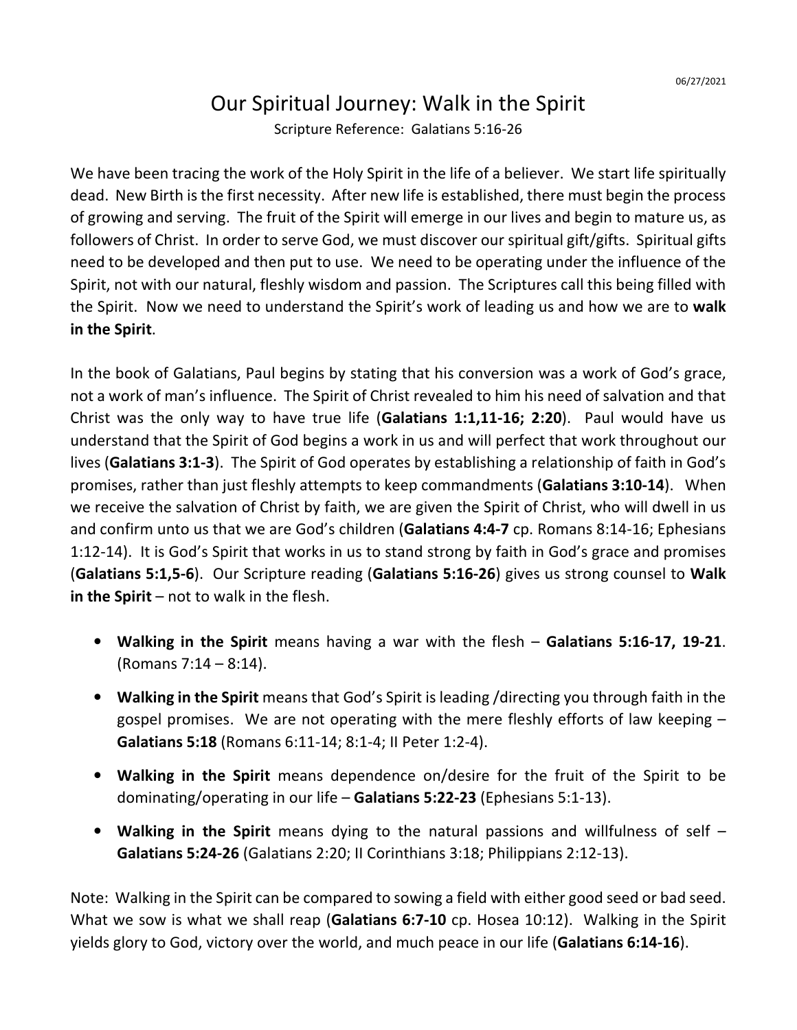06/27/2021

# Our Spiritual Journey: Walk in the Spirit

Scripture Reference: Galatians 5:16-26

We have been tracing the work of the Holy Spirit in the life of a believer. We start life spiritually dead. New Birth is the first necessity. After new life is established, there must begin the process of growing and serving. The fruit of the Spirit will emerge in our lives and begin to mature us, as followers of Christ. In order to serve God, we must discover our spiritual gift/gifts. Spiritual gifts need to be developed and then put to use. We need to be operating under the influence of the Spirit, not with our natural, fleshly wisdom and passion. The Scriptures call this being filled with the Spirit. Now we need to understand the Spirit's work of leading us and how we are to **walk in the Spirit**.

In the book of Galatians, Paul begins by stating that his conversion was a work of God's grace, not a work of man's influence. The Spirit of Christ revealed to him his need of salvation and that Christ was the only way to have true life (**Galatians 1:1,11-16; 2:20**). Paul would have us understand that the Spirit of God begins a work in us and will perfect that work throughout our lives (**Galatians 3:1-3**). The Spirit of God operates by establishing a relationship of faith in God's promises, rather than just fleshly attempts to keep commandments (**Galatians 3:10-14**). When we receive the salvation of Christ by faith, we are given the Spirit of Christ, who will dwell in us and confirm unto us that we are God's children (**Galatians 4:4-7** cp. Romans 8:14-16; Ephesians 1:12-14). It is God's Spirit that works in us to stand strong by faith in God's grace and promises (**Galatians 5:1,5-6**). Our Scripture reading (**Galatians 5:16-26**) gives us strong counsel to **Walk in the Spirit** – not to walk in the flesh.

- **Walking in the Spirit** means having a war with the flesh – **Galatians 5:16-17, 19-21**. (Romans 7:14 – 8:14).
- **Walking in the Spirit** means that God's Spirit is leading /directing you through faith in the gospel promises. We are not operating with the mere fleshly efforts of law keeping – **Galatians 5:18** (Romans 6:11-14; 8:1-4; II Peter 1:2-4).
- **Walking in the Spirit** means dependence on/desire for the fruit of the Spirit to be dominating/operating in our life – **Galatians 5:22-23** (Ephesians 5:1-13).
- **Walking in the Spirit** means dying to the natural passions and willfulness of self – **Galatians 5:24-26** (Galatians 2:20; II Corinthians 3:18; Philippians 2:12-13).

Note: Walking in the Spirit can be compared to sowing a field with either good seed or bad seed. What we sow is what we shall reap (**Galatians 6:7-10** cp. Hosea 10:12). Walking in the Spirit yields glory to God, victory over the world, and much peace in our life (**Galatians 6:14-16**).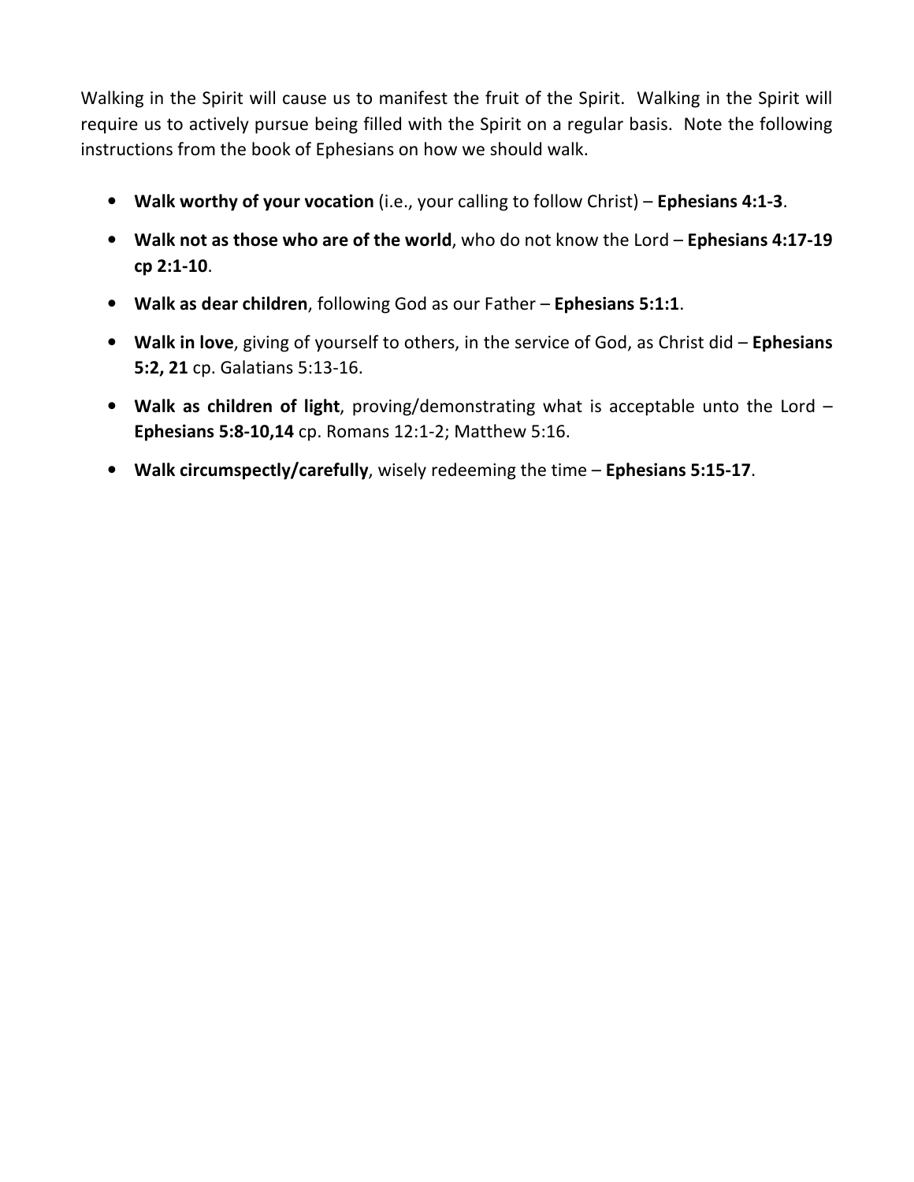Walking in the Spirit will cause us to manifest the fruit of the Spirit. Walking in the Spirit will require us to actively pursue being filled with the Spirit on a regular basis. Note the following instructions from the book of Ephesians on how we should walk.

- **Walk worthy of your vocation** (i.e., your calling to follow Christ) – **Ephesians 4:1-3**.
- **Walk not as those who are of the world**, who do not know the Lord – **Ephesians 4:17-19 cp 2:1-10**.
- **Walk as dear children**, following God as our Father – **Ephesians 5:1:1**.
- **Walk in love**, giving of yourself to others, in the service of God, as Christ did – **Ephesians 5:2, 21** cp. Galatians 5:13-16.
- **Walk as children of light**, proving/demonstrating what is acceptable unto the Lord – **Ephesians 5:8-10,14** cp. Romans 12:1-2; Matthew 5:16.
- **Walk circumspectly/carefully**, wisely redeeming the time – **Ephesians 5:15-17**.